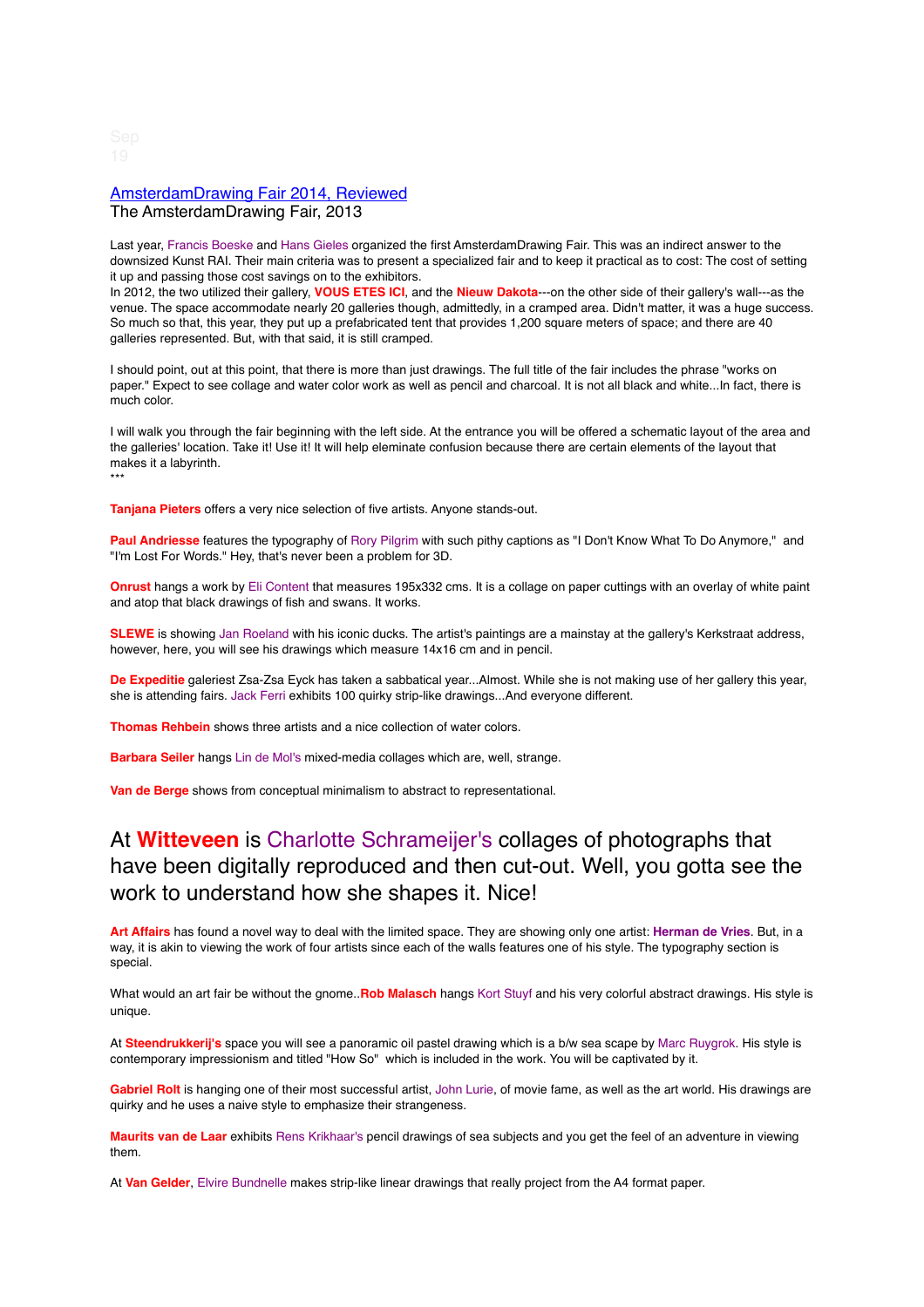Sep
19

[AmsterdamDrawing Fair 2014, Reviewed](#)

The AmsterdamDrawing Fair, 2013

Last year, Francis Boeske and Hans Gieles organized the first AmsterdamDrawing Fair. This was an indirect answer to the downsized Kunst RAI. Their main criteria was to present a specialized fair and to keep it practical as to cost: The cost of setting it up and passing those cost savings on to the exhibitors.
In 2012, the two utilized their gallery, **VOUS ETES ICI**, and the **Nieuw Dakota**---on the other side of their gallery's wall---as the venue. The space accommodate nearly 20 galleries though, admittedly, in a cramped area. Didn't matter, it was a huge success. So much so that, this year, they put up a prefabricated tent that provides 1,200 square meters of space; and there are 40 galleries represented. But, with that said, it is still cramped.

I should point, out at this point, that there is more than just drawings. The full title of the fair includes the phrase "works on paper." Expect to see collage and water color work as well as pencil and charcoal. It is not all black and white...In fact, there is much color.

I will walk you through the fair beginning with the left side. At the entrance you will be offered a schematic layout of the area and the galleries' location. Take it! Use it! It will help eleminate confusion because there are certain elements of the layout that makes it a labyrinth.
***

**Tanjana Pieters** offers a very nice selection of five artists. Anyone stands-out.

**Paul Andriesse** features the typography of Rory Pilgrim with such pithy captions as "I Don't Know What To Do Anymore," and "I'm Lost For Words." Hey, that's never been a problem for 3D.

**Onrust** hangs a work by Eli Content that measures 195x332 cms. It is a collage on paper cuttings with an overlay of white paint and atop that black drawings of fish and swans. It works.

**SLEWE** is showing Jan Roeland with his iconic ducks. The artist's paintings are a mainstay at the gallery's Kerkstraat address, however, here, you will see his drawings which measure 14x16 cm and in pencil.

**De Expeditie** galeriest Zsa-Zsa Eyck has taken a sabbatical year...Almost. While she is not making use of her gallery this year, she is attending fairs. Jack Ferri exhibits 100 quirky strip-like drawings...And everyone different.

**Thomas Rehbein** shows three artists and a nice collection of water colors.

**Barbara Seiler** hangs Lin de Mol's mixed-media collages which are, well, strange.

**Van de Berge** shows from conceptual minimalism to abstract to representational.

## At **Witteveen** is Charlotte Schrameijer's collages of photographs that have been digitally reproduced and then cut-out. Well, you gotta see the work to understand how she shapes it. Nice!

**Art Affairs** has found a novel way to deal with the limited space. They are showing only one artist: **Herman de Vries**. But, in a way, it is akin to viewing the work of four artists since each of the walls features one of his style. The typography section is special.

What would an art fair be without the gnome..**Rob Malasch** hangs Kort Stuyf and his very colorful abstract drawings. His style is unique.

At **Steendrukkerij's** space you will see a panoramic oil pastel drawing which is a b/w sea scape by Marc Ruygrok. His style is contemporary impressionism and titled "How So" which is included in the work. You will be captivated by it.

**Gabriel Rolt** is hanging one of their most successful artist, John Lurie, of movie fame, as well as the art world. His drawings are quirky and he uses a naive style to emphasize their strangeness.

**Maurits van de Laar** exhibits Rens Krikhaar's pencil drawings of sea subjects and you get the feel of an adventure in viewing them.

At **Van Gelder**, Elvire Bundnelle makes strip-like linear drawings that really project from the A4 format paper.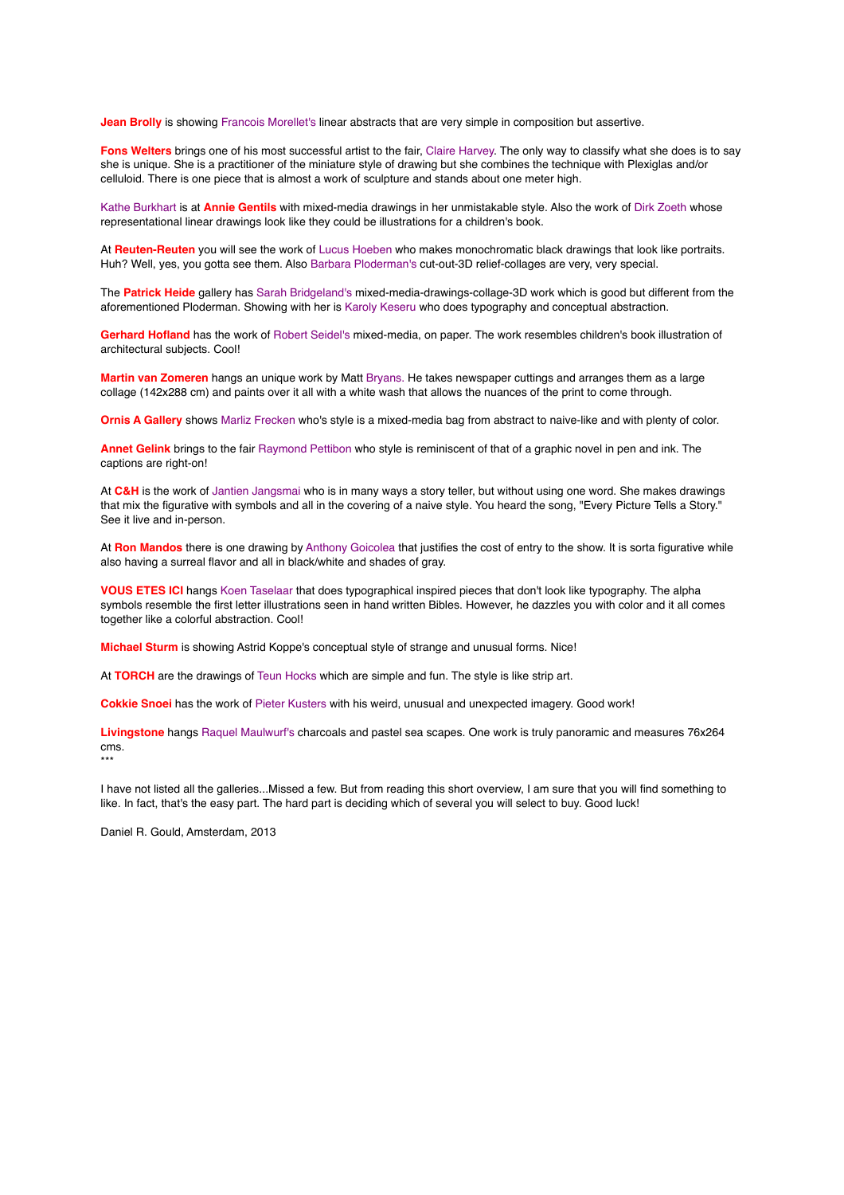**Jean Brolly** is showing Francois Morellet's linear abstracts that are very simple in composition but assertive.

**Fons Welters** brings one of his most successful artist to the fair, Claire Harvey. The only way to classify what she does is to say she is unique. She is a practitioner of the miniature style of drawing but she combines the technique with Plexiglas and/or celluloid. There is one piece that is almost a work of sculpture and stands about one meter high.

Kathe Burkhart is at **Annie Gentils** with mixed-media drawings in her unmistakable style. Also the work of Dirk Zoeth whose representational linear drawings look like they could be illustrations for a children's book.

At **Reuten-Reuten** you will see the work of Lucus Hoeben who makes monochromatic black drawings that look like portraits. Huh? Well, yes, you gotta see them. Also Barbara Ploderman's cut-out-3D relief-collages are very, very special.

The **Patrick Heide** gallery has Sarah Bridgeland's mixed-media-drawings-collage-3D work which is good but different from the aforementioned Ploderman. Showing with her is Karoly Keseru who does typography and conceptual abstraction.

**Gerhard Hofland** has the work of Robert Seidel's mixed-media, on paper. The work resembles children's book illustration of architectural subjects. Cool!

**Martin van Zomeren** hangs an unique work by Matt Bryans. He takes newspaper cuttings and arranges them as a large collage (142x288 cm) and paints over it all with a white wash that allows the nuances of the print to come through.

**Ornis A Gallery** shows Marliz Frecken who's style is a mixed-media bag from abstract to naive-like and with plenty of color.

**Annet Gelink** brings to the fair Raymond Pettibon who style is reminiscent of that of a graphic novel in pen and ink. The captions are right-on!

At **C&H** is the work of Jantien Jangsmai who is in many ways a story teller, but without using one word. She makes drawings that mix the figurative with symbols and all in the covering of a naive style. You heard the song, "Every Picture Tells a Story." See it live and in-person.

At **Ron Mandos** there is one drawing by Anthony Goicolea that justifies the cost of entry to the show. It is sorta figurative while also having a surreal flavor and all in black/white and shades of gray.

**VOUS ETES ICI** hangs Koen Taselaar that does typographical inspired pieces that don't look like typography. The alpha symbols resemble the first letter illustrations seen in hand written Bibles. However, he dazzles you with color and it all comes together like a colorful abstraction. Cool!

**Michael Sturm** is showing Astrid Koppe's conceptual style of strange and unusual forms. Nice!

At **TORCH** are the drawings of Teun Hocks which are simple and fun. The style is like strip art.

**Cokkie Snoei** has the work of Pieter Kusters with his weird, unusual and unexpected imagery. Good work!

**Livingstone** hangs Raquel Maulwurf's charcoals and pastel sea scapes. One work is truly panoramic and measures 76x264 cms.

***

I have not listed all the galleries...Missed a few. But from reading this short overview, I am sure that you will find something to like. In fact, that's the easy part. The hard part is deciding which of several you will select to buy. Good luck!

Daniel R. Gould, Amsterdam, 2013